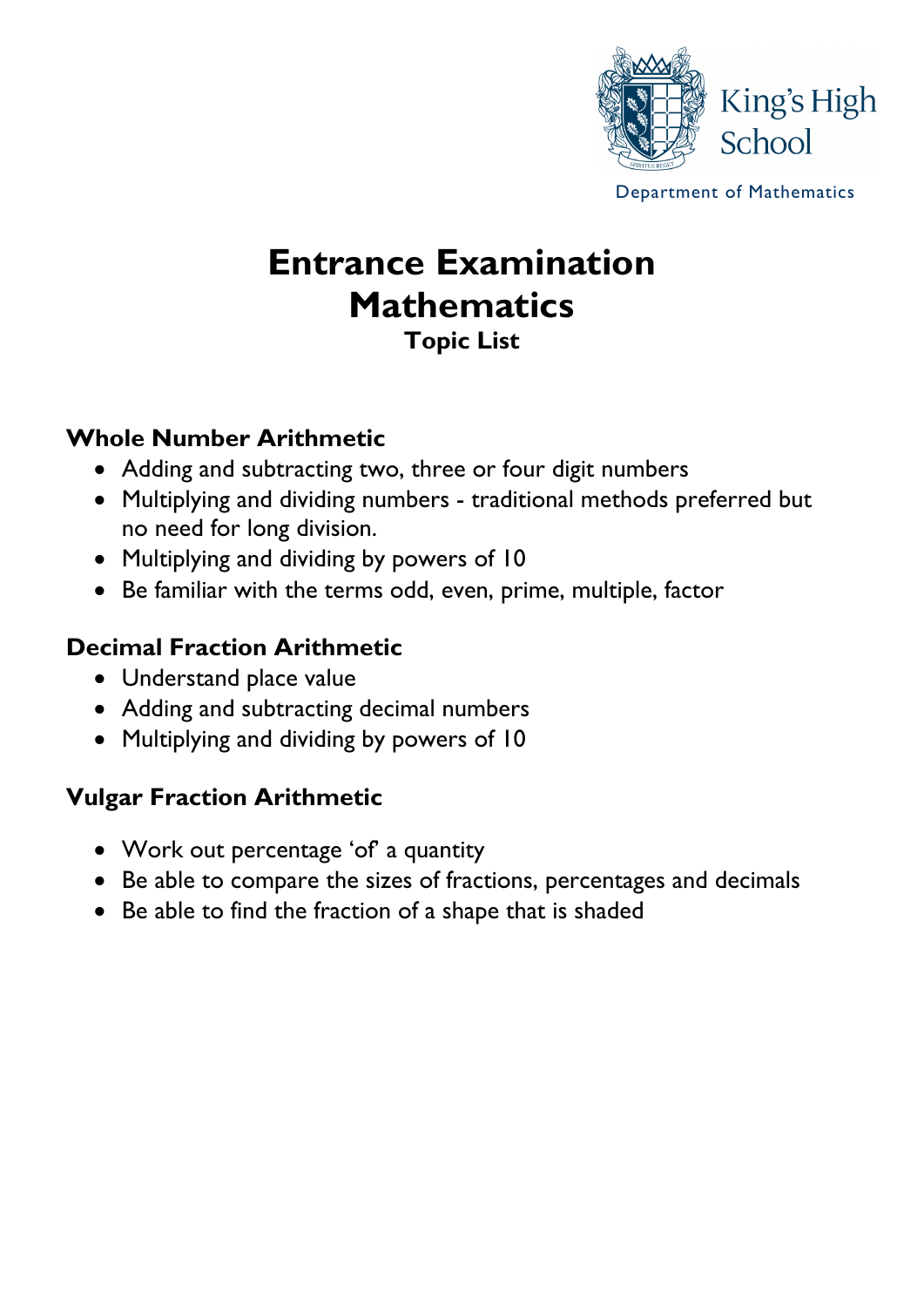King's High School

Department of Mathematics

# Entrance Examination
# Mathematics
### Topic List

## Whole Number Arithmetic

- Adding and subtracting two, three or four digit numbers
- Multiplying and dividing numbers - traditional methods preferred but no need for long division.
- Multiplying and dividing by powers of 10
- Be familiar with the terms odd, even, prime, multiple, factor

## Decimal Fraction Arithmetic

- Understand place value
- Adding and subtracting decimal numbers
- Multiplying and dividing by powers of 10

## Vulgar Fraction Arithmetic

- Work out percentage 'of' a quantity
- Be able to compare the sizes of fractions, percentages and decimals
- Be able to find the fraction of a shape that is shaded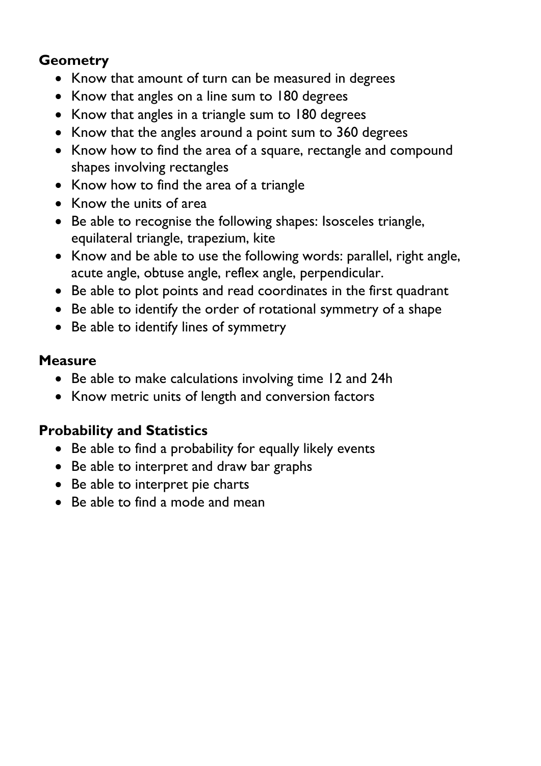### Geometry

- Know that amount of turn can be measured in degrees
- Know that angles on a line sum to 180 degrees
- Know that angles in a triangle sum to 180 degrees
- Know that the angles around a point sum to 360 degrees
- Know how to find the area of a square, rectangle and compound shapes involving rectangles
- Know how to find the area of a triangle
- Know the units of area
- Be able to recognise the following shapes: Isosceles triangle, equilateral triangle, trapezium, kite
- Know and be able to use the following words: parallel, right angle, acute angle, obtuse angle, reflex angle, perpendicular.
- Be able to plot points and read coordinates in the first quadrant
- Be able to identify the order of rotational symmetry of a shape
- Be able to identify lines of symmetry

### Measure

- Be able to make calculations involving time 12 and 24h
- Know metric units of length and conversion factors

### Probability and Statistics

- Be able to find a probability for equally likely events
- Be able to interpret and draw bar graphs
- Be able to interpret pie charts
- Be able to find a mode and mean